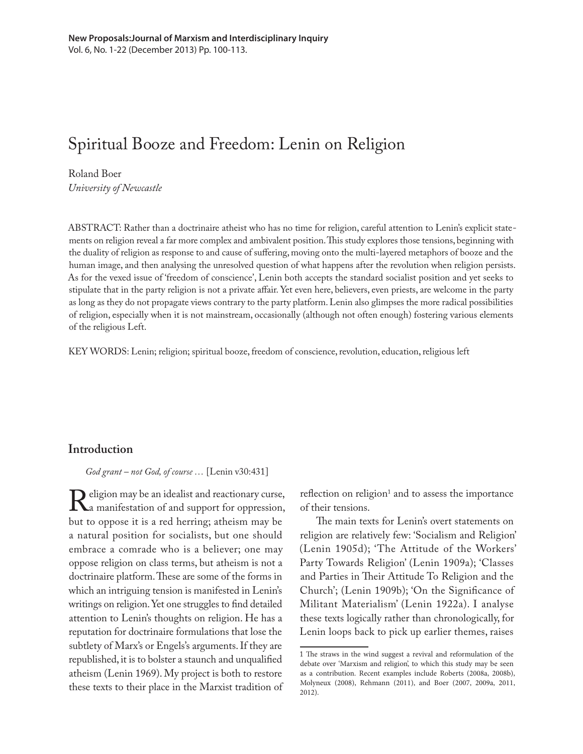# Spiritual Booze and Freedom: Lenin on Religion

Roland Boer

*University of Newcastle*

ABSTRACT: Rather than a doctrinaire atheist who has no time for religion, careful attention to Lenin's explicit statements on religion reveal a far more complex and ambivalent position. This study explores those tensions, beginning with the duality of religion as response to and cause of suffering, moving onto the multi-layered metaphors of booze and the human image, and then analysing the unresolved question of what happens after the revolution when religion persists. As for the vexed issue of 'freedom of conscience', Lenin both accepts the standard socialist position and yet seeks to stipulate that in the party religion is not a private affair. Yet even here, believers, even priests, are welcome in the party as long as they do not propagate views contrary to the party platform. Lenin also glimpses the more radical possibilities of religion, especially when it is not mainstream, occasionally (although not often enough) fostering various elements of the religious Left.

KEY WORDS: Lenin; religion; spiritual booze, freedom of conscience, revolution, education, religious left

## Introduction

*God grant – not God, of course …* [Lenin v30:431]

Religion may be an idealist and reactionary curse, a manifestation of and support for oppression, but to oppose it is a red herring; atheism may be a natural position for socialists, but one should embrace a comrade who is a believer; one may oppose religion on class terms, but atheism is not a doctrinaire platform. These are some of the forms in which an intriguing tension is manifested in Lenin's writings on religion. Yet one struggles to find detailed attention to Lenin's thoughts on religion. He has a reputation for doctrinaire formulations that lose the subtlety of Marx's or Engels's arguments. If they are republished, it is to bolster a staunch and unqualified atheism (Lenin 1969). My project is both to restore these texts to their place in the Marxist tradition of reflection on religion[1] and to assess the importance of their tensions.

The main texts for Lenin's overt statements on religion are relatively few: 'Socialism and Religion' (Lenin 1905d); 'The Attitude of the Workers' Party Towards Religion' (Lenin 1909a); 'Classes and Parties in Their Attitude To Religion and the Church'; (Lenin 1909b); 'On the Significance of Militant Materialism' (Lenin 1922a). I analyse these texts logically rather than chronologically, for Lenin loops back to pick up earlier themes, raises

1 The straws in the wind suggest a revival and reformulation of the debate over 'Marxism and religion', to which this study may be seen as a contribution. Recent examples include Roberts (2008a, 2008b), Molyneux (2008), Rehmann (2011), and Boer (2007, 2009a, 2011, 2012).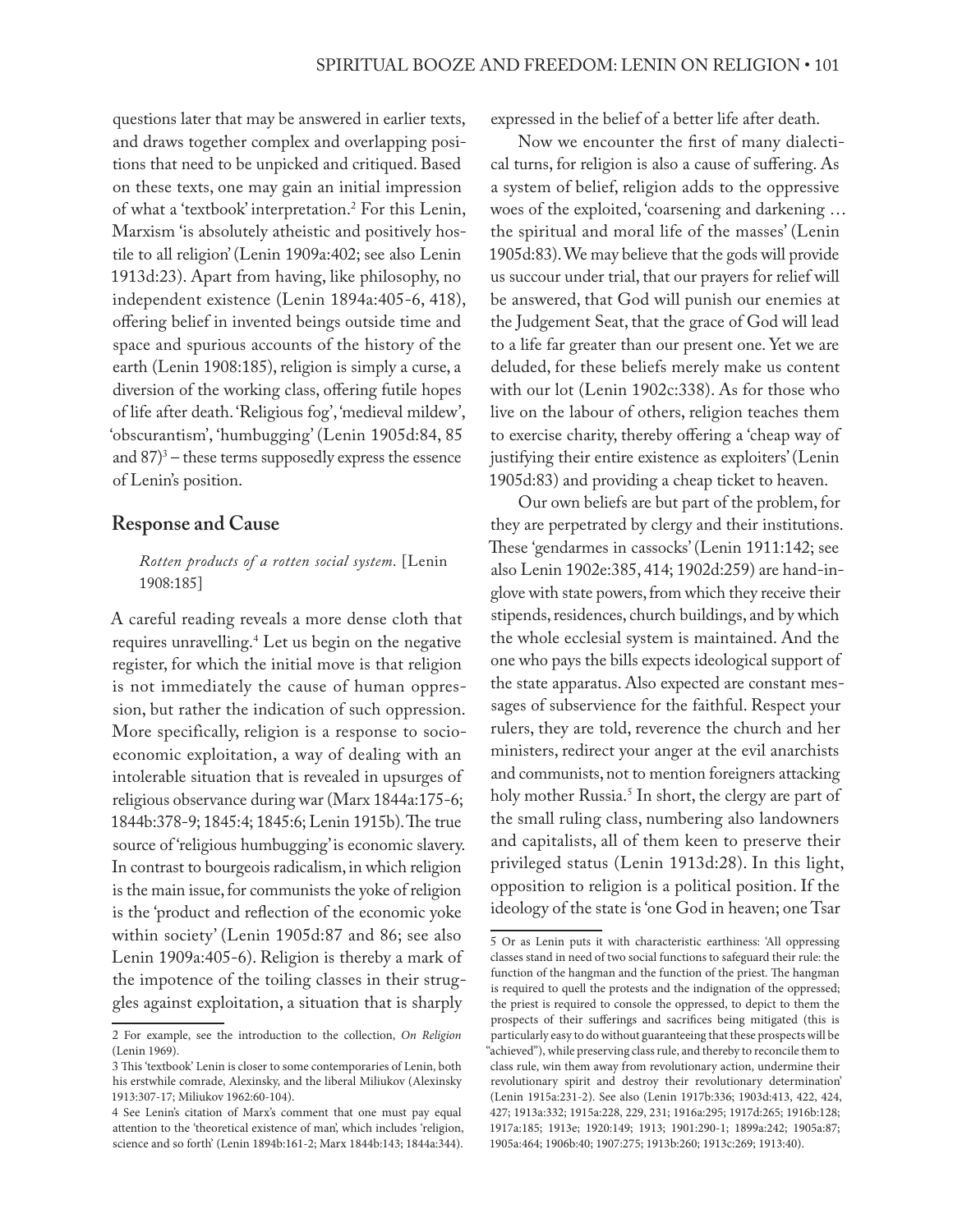questions later that may be answered in earlier texts, and draws together complex and overlapping positions that need to be unpicked and critiqued. Based on these texts, one may gain an initial impression of what a 'textbook' interpretation.[2] For this Lenin, Marxism 'is absolutely atheistic and positively hostile to all religion' (Lenin 1909a:402; see also Lenin 1913d:23). Apart from having, like philosophy, no independent existence (Lenin 1894a:405-6, 418), offering belief in invented beings outside time and space and spurious accounts of the history of the earth (Lenin 1908:185), religion is simply a curse, a diversion of the working class, offering futile hopes of life after death. 'Religious fog', 'medieval mildew', 'obscurantism', 'humbugging' (Lenin 1905d:84, 85 and 87)[3] – these terms supposedly express the essence of Lenin's position.

## Response and Cause

> *Rotten products of a rotten social system.* [Lenin 1908:185]

A careful reading reveals a more dense cloth that requires unravelling.[4] Let us begin on the negative register, for which the initial move is that religion is not immediately the cause of human oppression, but rather the indication of such oppression. More specifically, religion is a response to socio-economic exploitation, a way of dealing with an intolerable situation that is revealed in upsurges of religious observance during war (Marx 1844a:175-6; 1844b:378-9; 1845:4; 1845:6; Lenin 1915b). The true source of 'religious humbugging' is economic slavery. In contrast to bourgeois radicalism, in which religion is the main issue, for communists the yoke of religion is the 'product and reflection of the economic yoke within society' (Lenin 1905d:87 and 86; see also Lenin 1909a:405-6). Religion is thereby a mark of the impotence of the toiling classes in their struggles against exploitation, a situation that is sharply expressed in the belief of a better life after death.

Now we encounter the first of many dialectical turns, for religion is also a cause of suffering. As a system of belief, religion adds to the oppressive woes of the exploited, 'coarsening and darkening … the spiritual and moral life of the masses' (Lenin 1905d:83). We may believe that the gods will provide us succour under trial, that our prayers for relief will be answered, that God will punish our enemies at the Judgement Seat, that the grace of God will lead to a life far greater than our present one. Yet we are deluded, for these beliefs merely make us content with our lot (Lenin 1902c:338). As for those who live on the labour of others, religion teaches them to exercise charity, thereby offering a 'cheap way of justifying their entire existence as exploiters' (Lenin 1905d:83) and providing a cheap ticket to heaven.

Our own beliefs are but part of the problem, for they are perpetrated by clergy and their institutions. These 'gendarmes in cassocks' (Lenin 1911:142; see also Lenin 1902e:385, 414; 1902d:259) are hand-in-glove with state powers, from which they receive their stipends, residences, church buildings, and by which the whole ecclesial system is maintained. And the one who pays the bills expects ideological support of the state apparatus. Also expected are constant messages of subservience for the faithful. Respect your rulers, they are told, reverence the church and her ministers, redirect your anger at the evil anarchists and communists, not to mention foreigners attacking holy mother Russia.[5] In short, the clergy are part of the small ruling class, numbering also landowners and capitalists, all of them keen to preserve their privileged status (Lenin 1913d:28). In this light, opposition to religion is a political position. If the ideology of the state is 'one God in heaven; one Tsar

---

2 For example, see the introduction to the collection, *On Religion* (Lenin 1969).

3 This 'textbook' Lenin is closer to some contemporaries of Lenin, both his erstwhile comrade, Alexinsky, and the liberal Miliukov (Alexinsky 1913:307-17; Miliukov 1962:60-104).

4 See Lenin's citation of Marx's comment that one must pay equal attention to the 'theoretical existence of man', which includes 'religion, science and so forth' (Lenin 1894b:161-2; Marx 1844b:143; 1844a:344).

5 Or as Lenin puts it with characteristic earthiness: 'All oppressing classes stand in need of two social functions to safeguard their rule: the function of the hangman and the function of the priest. The hangman is required to quell the protests and the indignation of the oppressed; the priest is required to console the oppressed, to depict to them the prospects of their sufferings and sacrifices being mitigated (this is particularly easy to do without guaranteeing that these prospects will be "achieved"), while preserving class rule, and thereby to reconcile them to class rule, win them away from revolutionary action, undermine their revolutionary spirit and destroy their revolutionary determination' (Lenin 1915a:231-2). See also (Lenin 1917b:336; 1903d:413, 422, 424, 427; 1913a:332; 1915a:228, 229, 231; 1916a:295; 1917d:265; 1916b:128; 1917a:185; 1913e; 1920:149; 1913; 1901:290-1; 1899a:242; 1905a:87; 1905a:464; 1906b:40; 1907:275; 1913b:260; 1913c:269; 1913:40).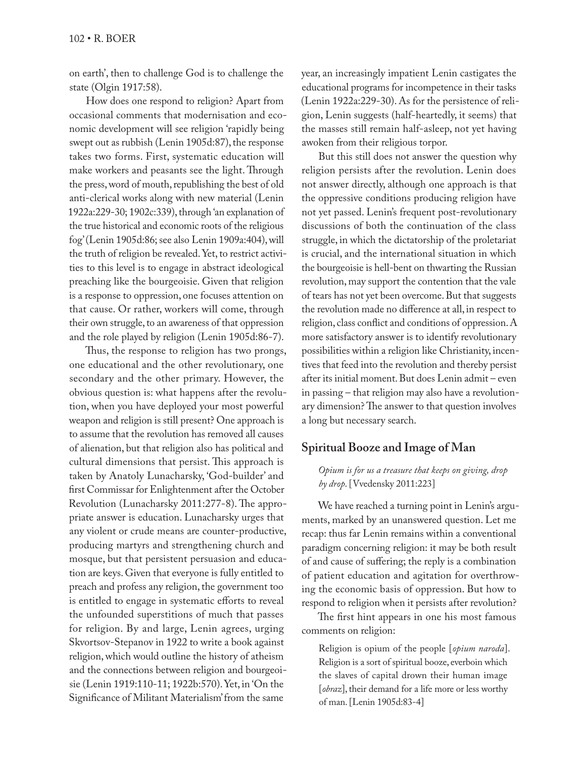on earth', then to challenge God is to challenge the state (Olgin 1917:58).

How does one respond to religion? Apart from occasional comments that modernisation and economic development will see religion 'rapidly being swept out as rubbish (Lenin 1905d:87), the response takes two forms. First, systematic education will make workers and peasants see the light. Through the press, word of mouth, republishing the best of old anti-clerical works along with new material (Lenin 1922a:229-30; 1902c:339), through 'an explanation of the true historical and economic roots of the religious fog' (Lenin 1905d:86; see also Lenin 1909a:404), will the truth of religion be revealed. Yet, to restrict activities to this level is to engage in abstract ideological preaching like the bourgeoisie. Given that religion is a response to oppression, one focuses attention on that cause. Or rather, workers will come, through their own struggle, to an awareness of that oppression and the role played by religion (Lenin 1905d:86-7).

Thus, the response to religion has two prongs, one educational and the other revolutionary, one secondary and the other primary. However, the obvious question is: what happens after the revolution, when you have deployed your most powerful weapon and religion is still present? One approach is to assume that the revolution has removed all causes of alienation, but that religion also has political and cultural dimensions that persist. This approach is taken by Anatoly Lunacharsky, 'God-builder' and first Commissar for Enlightenment after the October Revolution (Lunacharsky 2011:277-8). The appropriate answer is education. Lunacharsky urges that any violent or crude means are counter-productive, producing martyrs and strengthening church and mosque, but that persistent persuasion and education are keys. Given that everyone is fully entitled to preach and profess any religion, the government too is entitled to engage in systematic efforts to reveal the unfounded superstitions of much that passes for religion. By and large, Lenin agrees, urging Skvortsov-Stepanov in 1922 to write a book against religion, which would outline the history of atheism and the connections between religion and bourgeoisie (Lenin 1919:110-11; 1922b:570). Yet, in 'On the Significance of Militant Materialism' from the same year, an increasingly impatient Lenin castigates the educational programs for incompetence in their tasks (Lenin 1922a:229-30). As for the persistence of religion, Lenin suggests (half-heartedly, it seems) that the masses still remain half-asleep, not yet having awoken from their religious torpor.

But this still does not answer the question why religion persists after the revolution. Lenin does not answer directly, although one approach is that the oppressive conditions producing religion have not yet passed. Lenin's frequent post-revolutionary discussions of both the continuation of the class struggle, in which the dictatorship of the proletariat is crucial, and the international situation in which the bourgeoisie is hell-bent on thwarting the Russian revolution, may support the contention that the vale of tears has not yet been overcome. But that suggests the revolution made no difference at all, in respect to religion, class conflict and conditions of oppression. A more satisfactory answer is to identify revolutionary possibilities within a religion like Christianity, incentives that feed into the revolution and thereby persist after its initial moment. But does Lenin admit – even in passing – that religion may also have a revolutionary dimension? The answer to that question involves a long but necessary search.

## Spiritual Booze and Image of Man

> *Opium is for us a treasure that keeps on giving, drop by drop.* [Vvedensky 2011:223]

We have reached a turning point in Lenin's arguments, marked by an unanswered question. Let me recap: thus far Lenin remains within a conventional paradigm concerning religion: it may be both result of and cause of suffering; the reply is a combination of patient education and agitation for overthrowing the economic basis of oppression. But how to respond to religion when it persists after revolution?

The first hint appears in one his most famous comments on religion:

> Religion is opium of the people [*opium naroda*]. Religion is a sort of spiritual booze, everboin which the slaves of capital drown their human image [*obraz*], their demand for a life more or less worthy of man. [Lenin 1905d:83-4]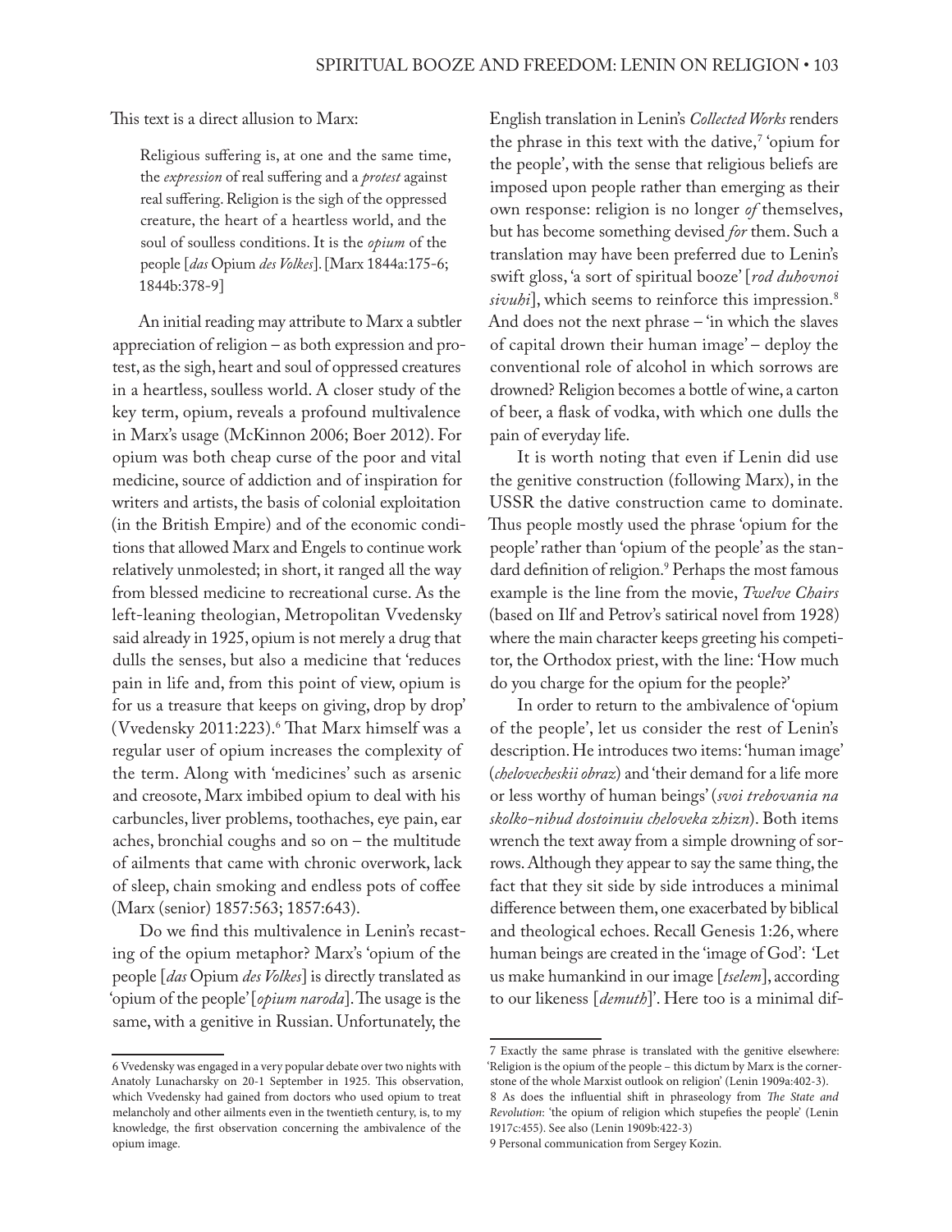This text is a direct allusion to Marx:

> Religious suffering is, at one and the same time, the *expression* of real suffering and a *protest* against real suffering. Religion is the sigh of the oppressed creature, the heart of a heartless world, and the soul of soulless conditions. It is the *opium* of the people [*das* Opium *des Volkes*]. [Marx 1844a:175-6; 1844b:378-9]

An initial reading may attribute to Marx a subtler appreciation of religion – as both expression and protest, as the sigh, heart and soul of oppressed creatures in a heartless, soulless world. A closer study of the key term, opium, reveals a profound multivalence in Marx's usage (McKinnon 2006; Boer 2012). For opium was both cheap curse of the poor and vital medicine, source of addiction and of inspiration for writers and artists, the basis of colonial exploitation (in the British Empire) and of the economic conditions that allowed Marx and Engels to continue work relatively unmolested; in short, it ranged all the way from blessed medicine to recreational curse. As the left-leaning theologian, Metropolitan Vvedensky said already in 1925, opium is not merely a drug that dulls the senses, but also a medicine that 'reduces pain in life and, from this point of view, opium is for us a treasure that keeps on giving, drop by drop' (Vvedensky 2011:223).[6] That Marx himself was a regular user of opium increases the complexity of the term. Along with 'medicines' such as arsenic and creosote, Marx imbibed opium to deal with his carbuncles, liver problems, toothaches, eye pain, ear aches, bronchial coughs and so on – the multitude of ailments that came with chronic overwork, lack of sleep, chain smoking and endless pots of coffee (Marx (senior) 1857:563; 1857:643).

Do we find this multivalence in Lenin's recasting of the opium metaphor? Marx's 'opium of the people [*das* Opium *des Volkes*] is directly translated as 'opium of the people' [*opium naroda*]. The usage is the same, with a genitive in Russian. Unfortunately, the English translation in Lenin's *Collected Works* renders the phrase in this text with the dative,[7] 'opium for the people', with the sense that religious beliefs are imposed upon people rather than emerging as their own response: religion is no longer *of* themselves, but has become something devised *for* them. Such a translation may have been preferred due to Lenin's swift gloss, 'a sort of spiritual booze' [*rod duhovnoi sivuhi*], which seems to reinforce this impression.[8] And does not the next phrase – 'in which the slaves of capital drown their human image' – deploy the conventional role of alcohol in which sorrows are drowned? Religion becomes a bottle of wine, a carton of beer, a flask of vodka, with which one dulls the pain of everyday life.

It is worth noting that even if Lenin did use the genitive construction (following Marx), in the USSR the dative construction came to dominate. Thus people mostly used the phrase 'opium for the people' rather than 'opium of the people' as the standard definition of religion.[9] Perhaps the most famous example is the line from the movie, *Twelve Chairs* (based on Ilf and Petrov's satirical novel from 1928) where the main character keeps greeting his competitor, the Orthodox priest, with the line: 'How much do you charge for the opium for the people?'

In order to return to the ambivalence of 'opium of the people', let us consider the rest of Lenin's description. He introduces two items: 'human image' (*chelovecheskii obraz*) and 'their demand for a life more or less worthy of human beings' (*svoi trebovania na skolko-nibud dostoinuiu cheloveka zhizn*). Both items wrench the text away from a simple drowning of sorrows. Although they appear to say the same thing, the fact that they sit side by side introduces a minimal difference between them, one exacerbated by biblical and theological echoes. Recall Genesis 1:26, where human beings are created in the 'image of God': 'Let us make humankind in our image [*tselem*], according to our likeness [*demuth*]'. Here too is a minimal dif-

---

6 Vvedensky was engaged in a very popular debate over two nights with Anatoly Lunacharsky on 20-1 September in 1925. This observation, which Vvedensky had gained from doctors who used opium to treat melancholy and other ailments even in the twentieth century, is, to my knowledge, the first observation concerning the ambivalence of the opium image.

7 Exactly the same phrase is translated with the genitive elsewhere: 'Religion is the opium of the people – this dictum by Marx is the cornerstone of the whole Marxist outlook on religion' (Lenin 1909a:402-3).

8 As does the influential shift in phraseology from *The State and Revolution*: 'the opium of religion which stupefies the people' (Lenin 1917c:455). See also (Lenin 1909b:422-3)

9 Personal communication from Sergey Kozin.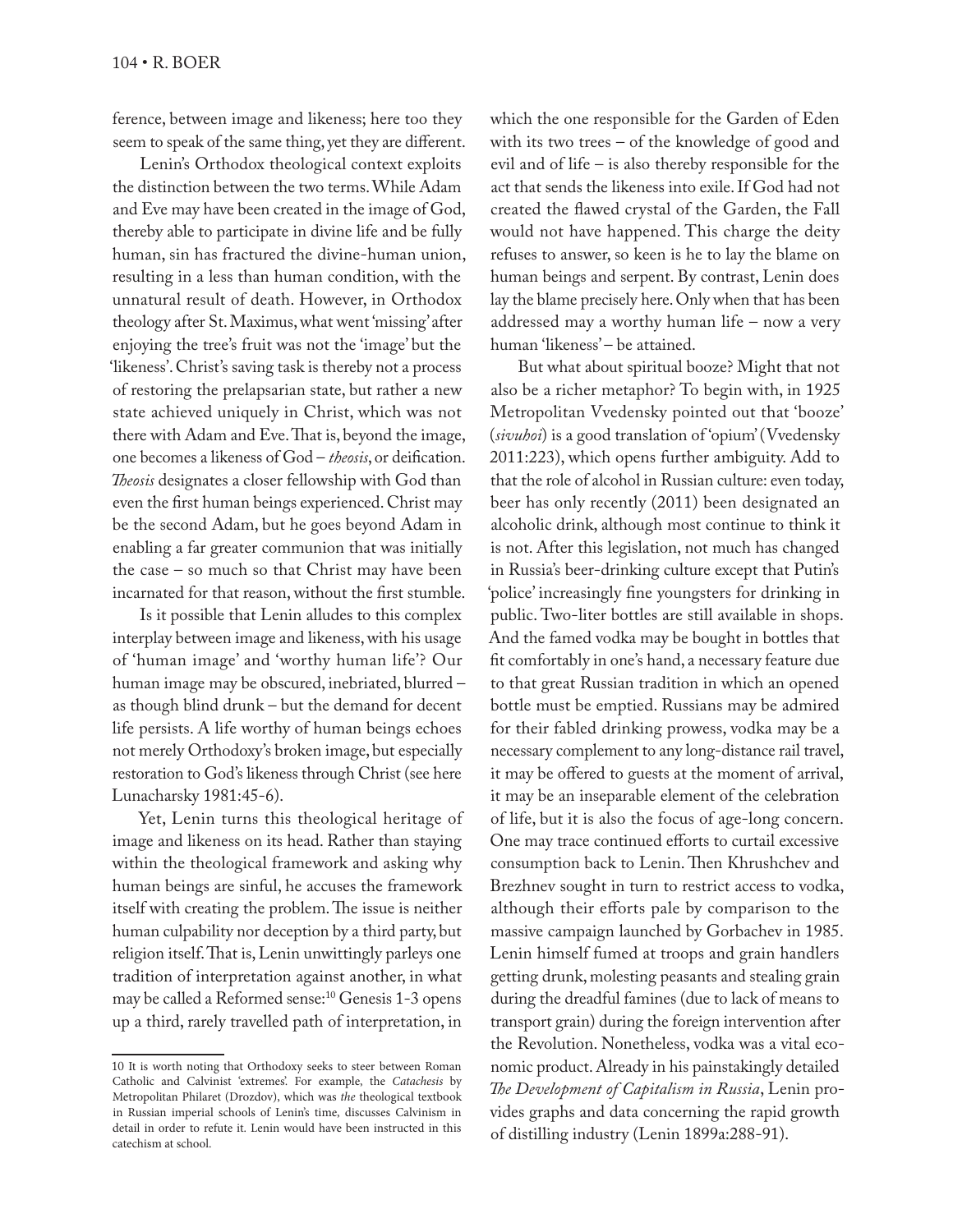ference, between image and likeness; here too they seem to speak of the same thing, yet they are different.

Lenin's Orthodox theological context exploits the distinction between the two terms. While Adam and Eve may have been created in the image of God, thereby able to participate in divine life and be fully human, sin has fractured the divine-human union, resulting in a less than human condition, with the unnatural result of death. However, in Orthodox theology after St. Maximus, what went 'missing' after enjoying the tree's fruit was not the 'image' but the 'likeness'. Christ's saving task is thereby not a process of restoring the prelapsarian state, but rather a new state achieved uniquely in Christ, which was not there with Adam and Eve. That is, beyond the image, one becomes a likeness of God – *theosis*, or deification. *Theosis* designates a closer fellowship with God than even the first human beings experienced. Christ may be the second Adam, but he goes beyond Adam in enabling a far greater communion that was initially the case – so much so that Christ may have been incarnated for that reason, without the first stumble.

Is it possible that Lenin alludes to this complex interplay between image and likeness, with his usage of 'human image' and 'worthy human life'? Our human image may be obscured, inebriated, blurred – as though blind drunk – but the demand for decent life persists. A life worthy of human beings echoes not merely Orthodoxy's broken image, but especially restoration to God's likeness through Christ (see here Lunacharsky 1981:45-6).

Yet, Lenin turns this theological heritage of image and likeness on its head. Rather than staying within the theological framework and asking why human beings are sinful, he accuses the framework itself with creating the problem. The issue is neither human culpability nor deception by a third party, but religion itself. That is, Lenin unwittingly parleys one tradition of interpretation against another, in what may be called a Reformed sense:[10] Genesis 1-3 opens up a third, rarely travelled path of interpretation, in which the one responsible for the Garden of Eden with its two trees – of the knowledge of good and evil and of life – is also thereby responsible for the act that sends the likeness into exile. If God had not created the flawed crystal of the Garden, the Fall would not have happened. This charge the deity refuses to answer, so keen is he to lay the blame on human beings and serpent. By contrast, Lenin does lay the blame precisely here. Only when that has been addressed may a worthy human life – now a very human 'likeness' – be attained.

But what about spiritual booze? Might that not also be a richer metaphor? To begin with, in 1925 Metropolitan Vvedensky pointed out that 'booze' (*sivuhoi*) is a good translation of 'opium' (Vvedensky 2011:223), which opens further ambiguity. Add to that the role of alcohol in Russian culture: even today, beer has only recently (2011) been designated an alcoholic drink, although most continue to think it is not. After this legislation, not much has changed in Russia's beer-drinking culture except that Putin's 'police' increasingly fine youngsters for drinking in public. Two-liter bottles are still available in shops. And the famed vodka may be bought in bottles that fit comfortably in one's hand, a necessary feature due to that great Russian tradition in which an opened bottle must be emptied. Russians may be admired for their fabled drinking prowess, vodka may be a necessary complement to any long-distance rail travel, it may be offered to guests at the moment of arrival, it may be an inseparable element of the celebration of life, but it is also the focus of age-long concern. One may trace continued efforts to curtail excessive consumption back to Lenin. Then Khrushchev and Brezhnev sought in turn to restrict access to vodka, although their efforts pale by comparison to the massive campaign launched by Gorbachev in 1985. Lenin himself fumed at troops and grain handlers getting drunk, molesting peasants and stealing grain during the dreadful famines (due to lack of means to transport grain) during the foreign intervention after the Revolution. Nonetheless, vodka was a vital economic product. Already in his painstakingly detailed *The Development of Capitalism in Russia*, Lenin provides graphs and data concerning the rapid growth of distilling industry (Lenin 1899a:288-91).

---

10 It is worth noting that Orthodoxy seeks to steer between Roman Catholic and Calvinist 'extremes'. For example, the *Catachesis* by Metropolitan Philaret (Drozdov), which was *the* theological textbook in Russian imperial schools of Lenin's time, discusses Calvinism in detail in order to refute it. Lenin would have been instructed in this catechism at school.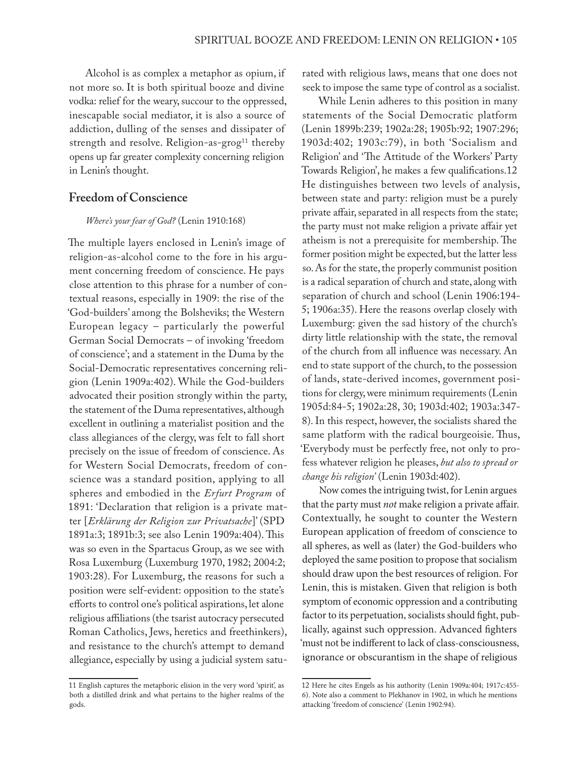Alcohol is as complex a metaphor as opium, if not more so. It is both spiritual booze and divine vodka: relief for the weary, succour to the oppressed, inescapable social mediator, it is also a source of addiction, dulling of the senses and dissipater of strength and resolve. Religion-as-grog[11] thereby opens up far greater complexity concerning religion in Lenin's thought.

## Freedom of Conscience

*Where's your fear of God?* (Lenin 1910:168)

The multiple layers enclosed in Lenin's image of religion-as-alcohol come to the fore in his argument concerning freedom of conscience. He pays close attention to this phrase for a number of contextual reasons, especially in 1909: the rise of the 'God-builders' among the Bolsheviks; the Western European legacy – particularly the powerful German Social Democrats – of invoking 'freedom of conscience'; and a statement in the Duma by the Social-Democratic representatives concerning religion (Lenin 1909a:402). While the God-builders advocated their position strongly within the party, the statement of the Duma representatives, although excellent in outlining a materialist position and the class allegiances of the clergy, was felt to fall short precisely on the issue of freedom of conscience. As for Western Social Democrats, freedom of conscience was a standard position, applying to all spheres and embodied in the *Erfurt Program* of 1891: 'Declaration that religion is a private matter [*Erklärung der Religion zur Privatsache*]' (SPD 1891a:3; 1891b:3; see also Lenin 1909a:404). This was so even in the Spartacus Group, as we see with Rosa Luxemburg (Luxemburg 1970, 1982; 2004:2; 1903:28). For Luxemburg, the reasons for such a position were self-evident: opposition to the state's efforts to control one's political aspirations, let alone religious affiliations (the tsarist autocracy persecuted Roman Catholics, Jews, heretics and freethinkers), and resistance to the church's attempt to demand allegiance, especially by using a judicial system saturated with religious laws, means that one does not seek to impose the same type of control as a socialist.

While Lenin adheres to this position in many statements of the Social Democratic platform (Lenin 1899b:239; 1902a:28; 1905b:92; 1907:296; 1903d:402; 1903c:79), in both 'Socialism and Religion' and 'The Attitude of the Workers' Party Towards Religion', he makes a few qualifications.[12] He distinguishes between two levels of analysis, between state and party: religion must be a purely private affair, separated in all respects from the state; the party must not make religion a private affair yet atheism is not a prerequisite for membership. The former position might be expected, but the latter less so. As for the state, the properly communist position is a radical separation of church and state, along with separation of church and school (Lenin 1906:194-5; 1906a:35). Here the reasons overlap closely with Luxemburg: given the sad history of the church's dirty little relationship with the state, the removal of the church from all influence was necessary. An end to state support of the church, to the possession of lands, state-derived incomes, government positions for clergy, were minimum requirements (Lenin 1905d:84-5; 1902a:28, 30; 1903d:402; 1903a:347-8). In this respect, however, the socialists shared the same platform with the radical bourgeoisie. Thus, 'Everybody must be perfectly free, not only to profess whatever religion he pleases, *but also to spread or change his religion*' (Lenin 1903d:402).

Now comes the intriguing twist, for Lenin argues that the party must *not* make religion a private affair. Contextually, he sought to counter the Western European application of freedom of conscience to all spheres, as well as (later) the God-builders who deployed the same position to propose that socialism should draw upon the best resources of religion. For Lenin, this is mistaken. Given that religion is both symptom of economic oppression and a contributing factor to its perpetuation, socialists should fight, publically, against such oppression. Advanced fighters 'must not be indifferent to lack of class-consciousness, ignorance or obscurantism in the shape of religious

---

[11] English captures the metaphoric elision in the very word 'spirit', as both a distilled drink and what pertains to the higher realms of the gods.

[12] Here he cites Engels as his authority (Lenin 1909a:404; 1917c:455-6). Note also a comment to Plekhanov in 1902, in which he mentions attacking 'freedom of conscience' (Lenin 1902:94).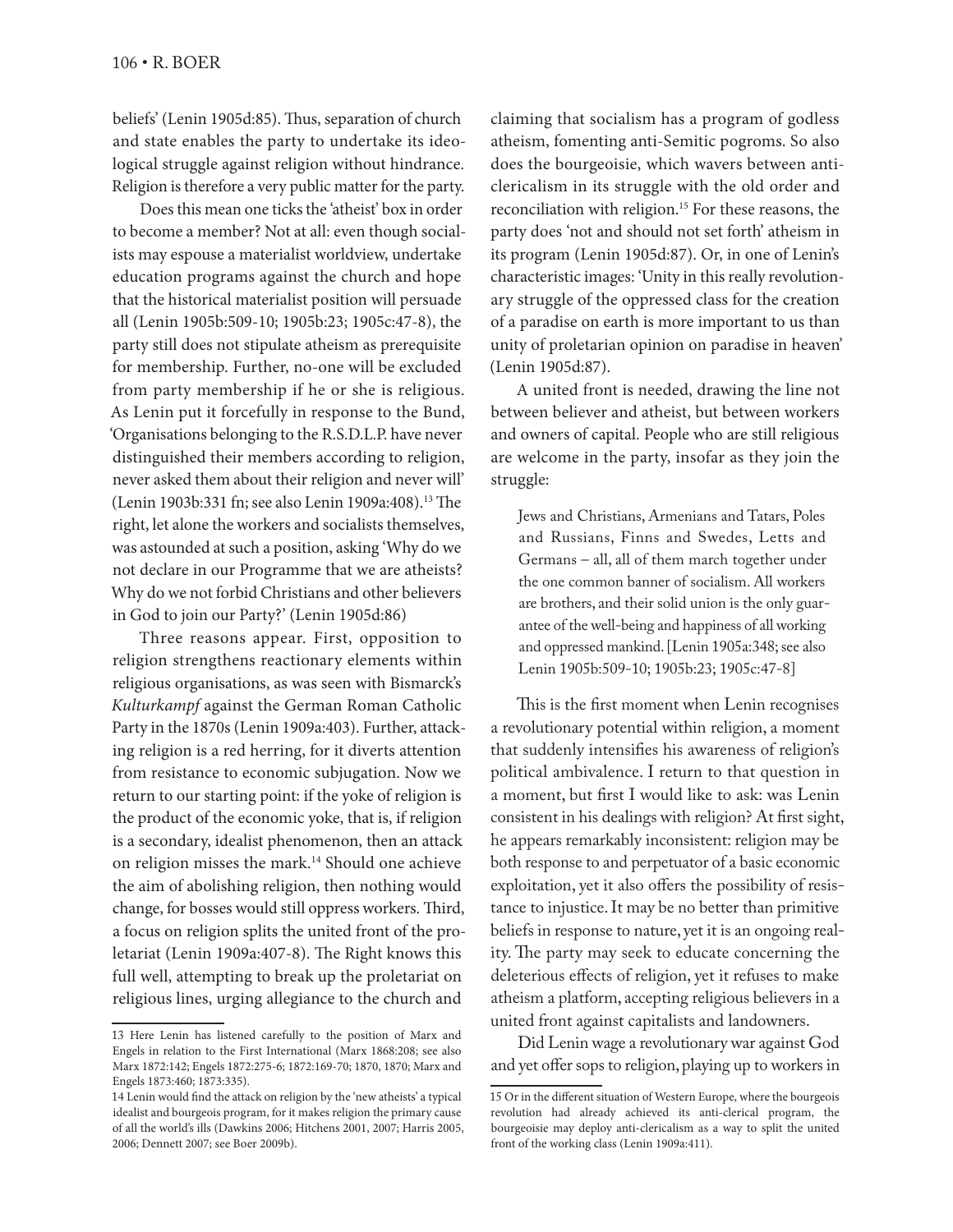beliefs' (Lenin 1905d:85). Thus, separation of church and state enables the party to undertake its ideological struggle against religion without hindrance. Religion is therefore a very public matter for the party.

Does this mean one ticks the 'atheist' box in order to become a member? Not at all: even though socialists may espouse a materialist worldview, undertake education programs against the church and hope that the historical materialist position will persuade all (Lenin 1905b:509-10; 1905b:23; 1905c:47-8), the party still does not stipulate atheism as prerequisite for membership. Further, no-one will be excluded from party membership if he or she is religious. As Lenin put it forcefully in response to the Bund, 'Organisations belonging to the R.S.D.L.P. have never distinguished their members according to religion, never asked them about their religion and never will' (Lenin 1903b:331 fn; see also Lenin 1909a:408).[13] The right, let alone the workers and socialists themselves, was astounded at such a position, asking 'Why do we not declare in our Programme that we are atheists? Why do we not forbid Christians and other believers in God to join our Party?' (Lenin 1905d:86)

Three reasons appear. First, opposition to religion strengthens reactionary elements within religious organisations, as was seen with Bismarck's *Kulturkampf* against the German Roman Catholic Party in the 1870s (Lenin 1909a:403). Further, attacking religion is a red herring, for it diverts attention from resistance to economic subjugation. Now we return to our starting point: if the yoke of religion is the product of the economic yoke, that is, if religion is a secondary, idealist phenomenon, then an attack on religion misses the mark.[14] Should one achieve the aim of abolishing religion, then nothing would change, for bosses would still oppress workers. Third, a focus on religion splits the united front of the proletariat (Lenin 1909a:407-8). The Right knows this full well, attempting to break up the proletariat on religious lines, urging allegiance to the church and claiming that socialism has a program of godless atheism, fomenting anti-Semitic pogroms. So also does the bourgeoisie, which wavers between anti-clericalism in its struggle with the old order and reconciliation with religion.[15] For these reasons, the party does 'not and should not set forth' atheism in its program (Lenin 1905d:87). Or, in one of Lenin's characteristic images: 'Unity in this really revolutionary struggle of the oppressed class for the creation of a paradise on earth is more important to us than unity of proletarian opinion on paradise in heaven' (Lenin 1905d:87).

A united front is needed, drawing the line not between believer and atheist, but between workers and owners of capital. People who are still religious are welcome in the party, insofar as they join the struggle:

> Jews and Christians, Armenians and Tatars, Poles and Russians, Finns and Swedes, Letts and Germans – all, all of them march together under the one common banner of socialism. All workers are brothers, and their solid union is the only guarantee of the well-being and happiness of all working and oppressed mankind. [Lenin 1905a:348; see also Lenin 1905b:509-10; 1905b:23; 1905c:47-8]

This is the first moment when Lenin recognises a revolutionary potential within religion, a moment that suddenly intensifies his awareness of religion's political ambivalence. I return to that question in a moment, but first I would like to ask: was Lenin consistent in his dealings with religion? At first sight, he appears remarkably inconsistent: religion may be both response to and perpetuator of a basic economic exploitation, yet it also offers the possibility of resistance to injustice. It may be no better than primitive beliefs in response to nature, yet it is an ongoing reality. The party may seek to educate concerning the deleterious effects of religion, yet it refuses to make atheism a platform, accepting religious believers in a united front against capitalists and landowners.

Did Lenin wage a revolutionary war against God and yet offer sops to religion, playing up to workers in

---

13 Here Lenin has listened carefully to the position of Marx and Engels in relation to the First International (Marx 1868:208; see also Marx 1872:142; Engels 1872:275-6; 1872:169-70; 1870, 1870; Marx and Engels 1873:460; 1873:335).

14 Lenin would find the attack on religion by the 'new atheists' a typical idealist and bourgeois program, for it makes religion the primary cause of all the world's ills (Dawkins 2006; Hitchens 2001, 2007; Harris 2005, 2006; Dennett 2007; see Boer 2009b).

15 Or in the different situation of Western Europe, where the bourgeois revolution had already achieved its anti-clerical program, the bourgeoisie may deploy anti-clericalism as a way to split the united front of the working class (Lenin 1909a:411).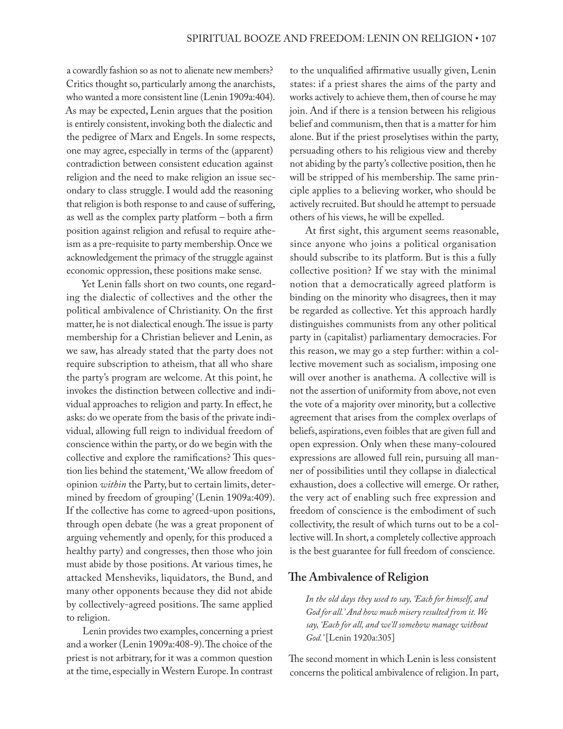a cowardly fashion so as not to alienate new members? Critics thought so, particularly among the anarchists, who wanted a more consistent line (Lenin 1909a:404). As may be expected, Lenin argues that the position is entirely consistent, invoking both the dialectic and the pedigree of Marx and Engels. In some respects, one may agree, especially in terms of the (apparent) contradiction between consistent education against religion and the need to make religion an issue secondary to class struggle. I would add the reasoning that religion is both response to and cause of suffering, as well as the complex party platform – both a firm position against religion and refusal to require atheism as a pre-requisite to party membership. Once we acknowledgement the primacy of the struggle against economic oppression, these positions make sense.

Yet Lenin falls short on two counts, one regarding the dialectic of collectives and the other the political ambivalence of Christianity. On the first matter, he is not dialectical enough. The issue is party membership for a Christian believer and Lenin, as we saw, has already stated that the party does not require subscription to atheism, that all who share the party's program are welcome. At this point, he invokes the distinction between collective and individual approaches to religion and party. In effect, he asks: do we operate from the basis of the private individual, allowing full reign to individual freedom of conscience within the party, or do we begin with the collective and explore the ramifications? This question lies behind the statement, 'We allow freedom of opinion *within* the Party, but to certain limits, determined by freedom of grouping' (Lenin 1909a:409). If the collective has come to agreed-upon positions, through open debate (he was a great proponent of arguing vehemently and openly, for this produced a healthy party) and congresses, then those who join must abide by those positions. At various times, he attacked Mensheviks, liquidators, the Bund, and many other opponents because they did not abide by collectively-agreed positions. The same applied to religion.

Lenin provides two examples, concerning a priest and a worker (Lenin 1909a:408-9). The choice of the priest is not arbitrary, for it was a common question at the time, especially in Western Europe. In contrast to the unqualified affirmative usually given, Lenin states: if a priest shares the aims of the party and works actively to achieve them, then of course he may join. And if there is a tension between his religious belief and communism, then that is a matter for him alone. But if the priest proselytises within the party, persuading others to his religious view and thereby not abiding by the party's collective position, then he will be stripped of his membership. The same principle applies to a believing worker, who should be actively recruited. But should he attempt to persuade others of his views, he will be expelled.

At first sight, this argument seems reasonable, since anyone who joins a political organisation should subscribe to its platform. But is this a fully collective position? If we stay with the minimal notion that a democratically agreed platform is binding on the minority who disagrees, then it may be regarded as collective. Yet this approach hardly distinguishes communists from any other political party in (capitalist) parliamentary democracies. For this reason, we may go a step further: within a collective movement such as socialism, imposing one will over another is anathema. A collective will is not the assertion of uniformity from above, not even the vote of a majority over minority, but a collective agreement that arises from the complex overlaps of beliefs, aspirations, even foibles that are given full and open expression. Only when these many-coloured expressions are allowed full rein, pursuing all manner of possibilities until they collapse in dialectical exhaustion, does a collective will emerge. Or rather, the very act of enabling such free expression and freedom of conscience is the embodiment of such collectivity, the result of which turns out to be a collective will. In short, a completely collective approach is the best guarantee for full freedom of conscience.

## The Ambivalence of Religion

> *In the old days they used to say, 'Each for himself, and God for all.' And how much misery resulted from it. We say, 'Each for all, and we'll somehow manage without God.'* [Lenin 1920a:305]

The second moment in which Lenin is less consistent concerns the political ambivalence of religion. In part,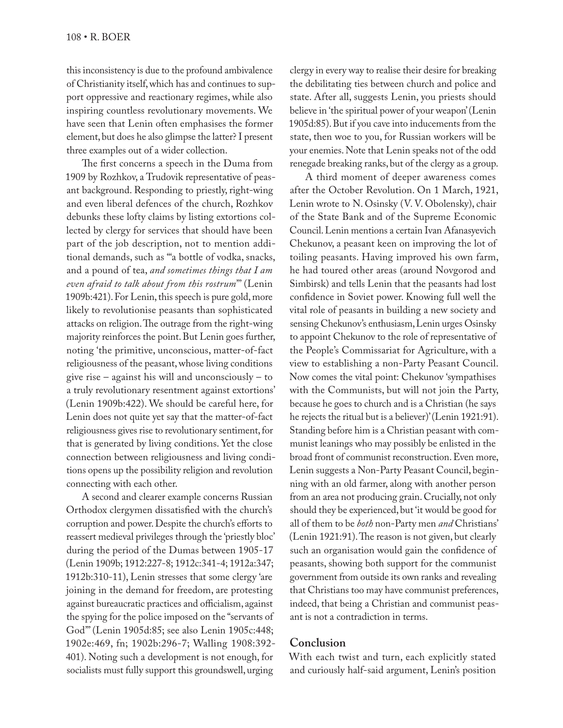this inconsistency is due to the profound ambivalence of Christianity itself, which has and continues to support oppressive and reactionary regimes, while also inspiring countless revolutionary movements. We have seen that Lenin often emphasises the former element, but does he also glimpse the latter? I present three examples out of a wider collection.

The first concerns a speech in the Duma from 1909 by Rozhkov, a Trudovik representative of peasant background. Responding to priestly, right-wing and even liberal defences of the church, Rozhkov debunks these lofty claims by listing extortions collected by clergy for services that should have been part of the job description, not to mention additional demands, such as '"a bottle of vodka, snacks, and a pound of tea, *and sometimes things that I am even afraid to talk about from this rostrum*"' (Lenin 1909b:421). For Lenin, this speech is pure gold, more likely to revolutionise peasants than sophisticated attacks on religion. The outrage from the right-wing majority reinforces the point. But Lenin goes further, noting 'the primitive, unconscious, matter-of-fact religiousness of the peasant, whose living conditions give rise – against his will and unconsciously – to a truly revolutionary resentment against extortions' (Lenin 1909b:422). We should be careful here, for Lenin does not quite yet say that the matter-of-fact religiousness gives rise to revolutionary sentiment, for that is generated by living conditions. Yet the close connection between religiousness and living conditions opens up the possibility religion and revolution connecting with each other.

A second and clearer example concerns Russian Orthodox clergymen dissatisfied with the church's corruption and power. Despite the church's efforts to reassert medieval privileges through the 'priestly bloc' during the period of the Dumas between 1905-17 (Lenin 1909b; 1912:227-8; 1912c:341-4; 1912a:347; 1912b:310-11), Lenin stresses that some clergy 'are joining in the demand for freedom, are protesting against bureaucratic practices and officialism, against the spying for the police imposed on the "servants of God"' (Lenin 1905d:85; see also Lenin 1905c:448; 1902e:469, fn; 1902b:296-7; Walling 1908:392-401). Noting such a development is not enough, for socialists must fully support this groundswell, urging clergy in every way to realise their desire for breaking the debilitating ties between church and police and state. After all, suggests Lenin, you priests should believe in 'the spiritual power of your weapon' (Lenin 1905d:85). But if you cave into inducements from the state, then woe to you, for Russian workers will be your enemies. Note that Lenin speaks not of the odd renegade breaking ranks, but of the clergy as a group.

A third moment of deeper awareness comes after the October Revolution. On 1 March, 1921, Lenin wrote to N. Osinsky (V. V. Obolensky), chair of the State Bank and of the Supreme Economic Council. Lenin mentions a certain Ivan Afanasyevich Chekunov, a peasant keen on improving the lot of toiling peasants. Having improved his own farm, he had toured other areas (around Novgorod and Simbirsk) and tells Lenin that the peasants had lost confidence in Soviet power. Knowing full well the vital role of peasants in building a new society and sensing Chekunov's enthusiasm, Lenin urges Osinsky to appoint Chekunov to the role of representative of the People's Commissariat for Agriculture, with a view to establishing a non-Party Peasant Council. Now comes the vital point: Chekunov 'sympathises with the Communists, but will not join the Party, because he goes to church and is a Christian (he says he rejects the ritual but is a believer)' (Lenin 1921:91). Standing before him is a Christian peasant with communist leanings who may possibly be enlisted in the broad front of communist reconstruction. Even more, Lenin suggests a Non-Party Peasant Council, beginning with an old farmer, along with another person from an area not producing grain. Crucially, not only should they be experienced, but 'it would be good for all of them to be *both* non-Party men *and* Christians' (Lenin 1921:91). The reason is not given, but clearly such an organisation would gain the confidence of peasants, showing both support for the communist government from outside its own ranks and revealing that Christians too may have communist preferences, indeed, that being a Christian and communist peasant is not a contradiction in terms.

## Conclusion

With each twist and turn, each explicitly stated and curiously half-said argument, Lenin's position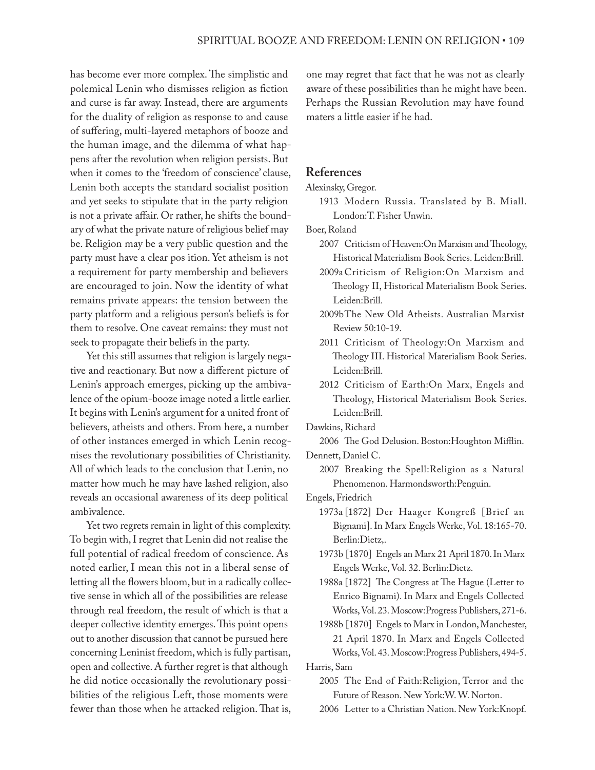has become ever more complex. The simplistic and polemical Lenin who dismisses religion as fiction and curse is far away. Instead, there are arguments for the duality of religion as response to and cause of suffering, multi-layered metaphors of booze and the human image, and the dilemma of what happens after the revolution when religion persists. But when it comes to the 'freedom of conscience' clause, Lenin both accepts the standard socialist position and yet seeks to stipulate that in the party religion is not a private affair. Or rather, he shifts the boundary of what the private nature of religious belief may be. Religion may be a very public question and the party must have a clear pos ition. Yet atheism is not a requirement for party membership and believers are encouraged to join. Now the identity of what remains private appears: the tension between the party platform and a religious person's beliefs is for them to resolve. One caveat remains: they must not seek to propagate their beliefs in the party.

Yet this still assumes that religion is largely negative and reactionary. But now a different picture of Lenin's approach emerges, picking up the ambivalence of the opium-booze image noted a little earlier. It begins with Lenin's argument for a united front of believers, atheists and others. From here, a number of other instances emerged in which Lenin recognises the revolutionary possibilities of Christianity. All of which leads to the conclusion that Lenin, no matter how much he may have lashed religion, also reveals an occasional awareness of its deep political ambivalence.

Yet two regrets remain in light of this complexity. To begin with, I regret that Lenin did not realise the full potential of radical freedom of conscience. As noted earlier, I mean this not in a liberal sense of letting all the flowers bloom, but in a radically collective sense in which all of the possibilities are release through real freedom, the result of which is that a deeper collective identity emerges. This point opens out to another discussion that cannot be pursued here concerning Leninist freedom, which is fully partisan, open and collective. A further regret is that although he did notice occasionally the revolutionary possibilities of the religious Left, those moments were fewer than those when he attacked religion. That is, one may regret that fact that he was not as clearly aware of these possibilities than he might have been. Perhaps the Russian Revolution may have found maters a little easier if he had.

## References

Alexinsky, Gregor.

1913 Modern Russia. Translated by B. Miall. London:T. Fisher Unwin.

Boer, Roland

2007 Criticism of Heaven:On Marxism and Theology, Historical Materialism Book Series. Leiden:Brill.

2009a Criticism of Religion:On Marxism and Theology II, Historical Materialism Book Series. Leiden:Brill.

2009b The New Old Atheists. Australian Marxist Review 50:10-19.

2011 Criticism of Theology:On Marxism and Theology III. Historical Materialism Book Series. Leiden:Brill.

2012 Criticism of Earth:On Marx, Engels and Theology, Historical Materialism Book Series. Leiden:Brill.

Dawkins, Richard

2006 The God Delusion. Boston:Houghton Mifflin.

Dennett, Daniel C.

2007 Breaking the Spell:Religion as a Natural Phenomenon. Harmondsworth:Penguin.

Engels, Friedrich

1973a [1872] Der Haager Kongreß [Brief an Bignami]. In Marx Engels Werke, Vol. 18:165-70. Berlin:Dietz,.

1973b [1870] Engels an Marx 21 April 1870. In Marx Engels Werke, Vol. 32. Berlin:Dietz.

1988a [1872] The Congress at The Hague (Letter to Enrico Bignami). In Marx and Engels Collected Works, Vol. 23. Moscow:Progress Publishers, 271-6.

1988b [1870] Engels to Marx in London, Manchester, 21 April 1870. In Marx and Engels Collected Works, Vol. 43. Moscow:Progress Publishers, 494-5.

Harris, Sam

2005 The End of Faith:Religion, Terror and the Future of Reason. New York:W. W. Norton.

2006 Letter to a Christian Nation. New York:Knopf.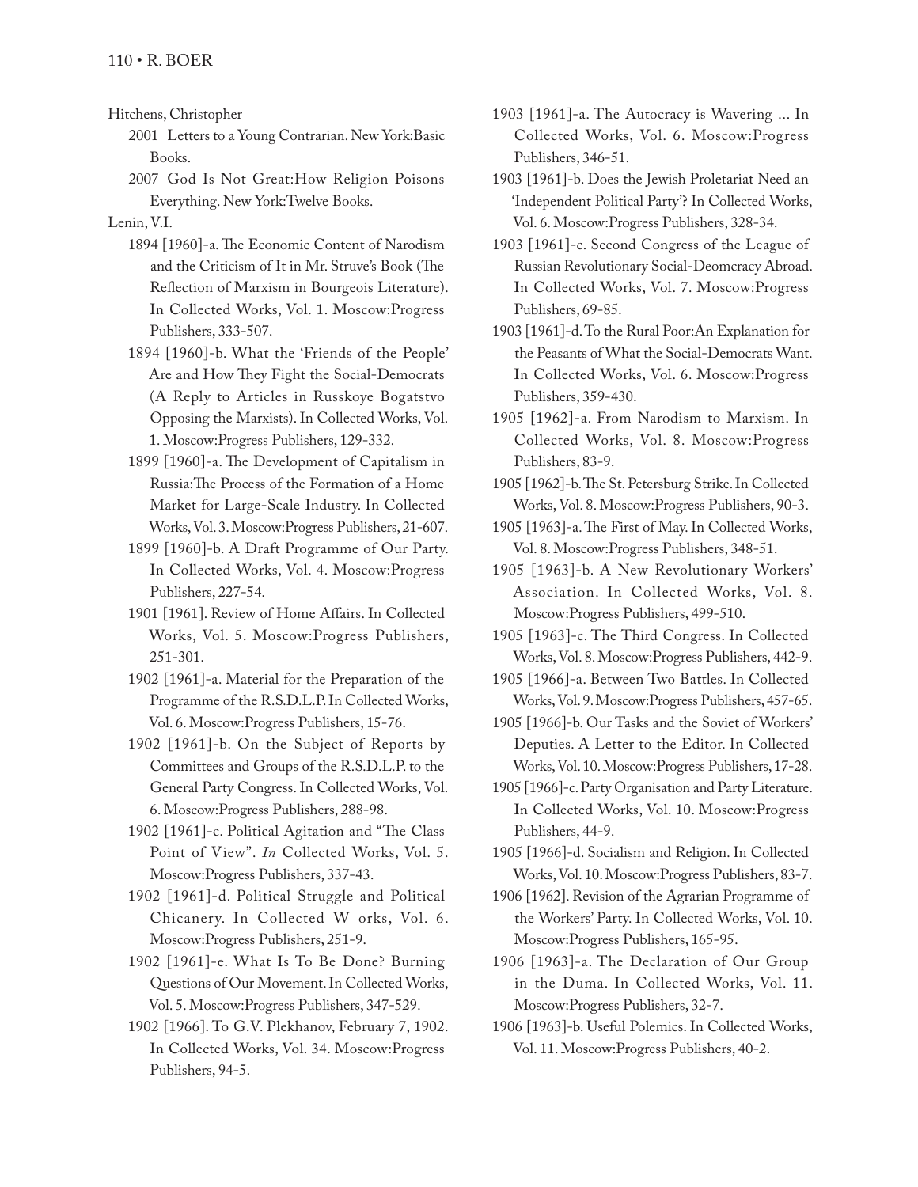Hitchens, Christopher

2001 Letters to a Young Contrarian. New York:Basic Books.

2007 God Is Not Great:How Religion Poisons Everything. New York:Twelve Books.

Lenin, V.I.

1894 [1960]-a. The Economic Content of Narodism and the Criticism of It in Mr. Struve's Book (The Reflection of Marxism in Bourgeois Literature). In Collected Works, Vol. 1. Moscow:Progress Publishers, 333-507.

1894 [1960]-b. What the 'Friends of the People' Are and How They Fight the Social-Democrats (A Reply to Articles in Russkoye Bogatstvo Opposing the Marxists). In Collected Works, Vol. 1. Moscow:Progress Publishers, 129-332.

1899 [1960]-a. The Development of Capitalism in Russia:The Process of the Formation of a Home Market for Large-Scale Industry. In Collected Works, Vol. 3. Moscow:Progress Publishers, 21-607.

1899 [1960]-b. A Draft Programme of Our Party. In Collected Works, Vol. 4. Moscow:Progress Publishers, 227-54.

1901 [1961]. Review of Home Affairs. In Collected Works, Vol. 5. Moscow:Progress Publishers, 251-301.

1902 [1961]-a. Material for the Preparation of the Programme of the R.S.D.L.P. In Collected Works, Vol. 6. Moscow:Progress Publishers, 15-76.

1902 [1961]-b. On the Subject of Reports by Committees and Groups of the R.S.D.L.P. to the General Party Congress. In Collected Works, Vol. 6. Moscow:Progress Publishers, 288-98.

1902 [1961]-c. Political Agitation and "The Class Point of View". *In* Collected Works, Vol. 5. Moscow:Progress Publishers, 337-43.

1902 [1961]-d. Political Struggle and Political Chicanery. In Collected W orks, Vol. 6. Moscow:Progress Publishers, 251-9.

1902 [1961]-e. What Is To Be Done? Burning Questions of Our Movement. In Collected Works, Vol. 5. Moscow:Progress Publishers, 347-529.

1902 [1966]. To G.V. Plekhanov, February 7, 1902. In Collected Works, Vol. 34. Moscow:Progress Publishers, 94-5.

1903 [1961]-a. The Autocracy is Wavering ... In Collected Works, Vol. 6. Moscow:Progress Publishers, 346-51.

1903 [1961]-b. Does the Jewish Proletariat Need an 'Independent Political Party'? In Collected Works, Vol. 6. Moscow:Progress Publishers, 328-34.

1903 [1961]-c. Second Congress of the League of Russian Revolutionary Social-Deomcracy Abroad. In Collected Works, Vol. 7. Moscow:Progress Publishers, 69-85.

1903 [1961]-d. To the Rural Poor:An Explanation for the Peasants of What the Social-Democrats Want. In Collected Works, Vol. 6. Moscow:Progress Publishers, 359-430.

1905 [1962]-a. From Narodism to Marxism. In Collected Works, Vol. 8. Moscow:Progress Publishers, 83-9.

1905 [1962]-b. The St. Petersburg Strike. In Collected Works, Vol. 8. Moscow:Progress Publishers, 90-3.

1905 [1963]-a. The First of May. In Collected Works, Vol. 8. Moscow:Progress Publishers, 348-51.

1905 [1963]-b. A New Revolutionary Workers' Association. In Collected Works, Vol. 8. Moscow:Progress Publishers, 499-510.

1905 [1963]-c. The Third Congress. In Collected Works, Vol. 8. Moscow:Progress Publishers, 442-9.

1905 [1966]-a. Between Two Battles. In Collected Works, Vol. 9. Moscow:Progress Publishers, 457-65.

1905 [1966]-b. Our Tasks and the Soviet of Workers' Deputies. A Letter to the Editor. In Collected Works, Vol. 10. Moscow:Progress Publishers, 17-28.

1905 [1966]-c. Party Organisation and Party Literature. In Collected Works, Vol. 10. Moscow:Progress Publishers, 44-9.

1905 [1966]-d. Socialism and Religion. In Collected Works, Vol. 10. Moscow:Progress Publishers, 83-7.

1906 [1962]. Revision of the Agrarian Programme of the Workers' Party. In Collected Works, Vol. 10. Moscow:Progress Publishers, 165-95.

1906 [1963]-a. The Declaration of Our Group in the Duma. In Collected Works, Vol. 11. Moscow:Progress Publishers, 32-7.

1906 [1963]-b. Useful Polemics. In Collected Works, Vol. 11. Moscow:Progress Publishers, 40-2.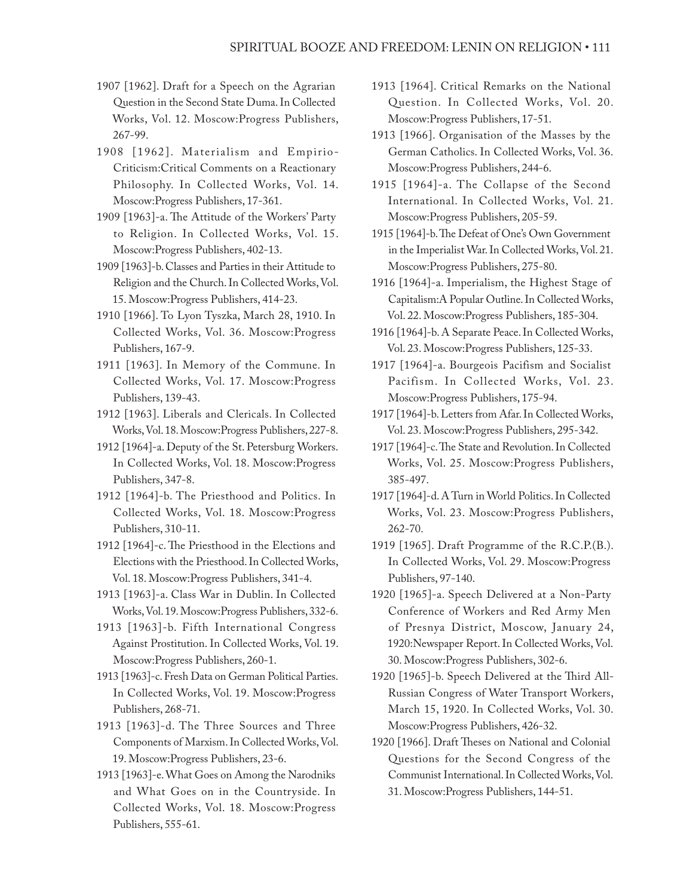1907 [1962]. Draft for a Speech on the Agrarian Question in the Second State Duma. In Collected Works, Vol. 12. Moscow:Progress Publishers, 267-99.

1908 [1962]. Materialism and Empirio-Criticism:Critical Comments on a Reactionary Philosophy. In Collected Works, Vol. 14. Moscow:Progress Publishers, 17-361.

1909 [1963]-a. The Attitude of the Workers' Party to Religion. In Collected Works, Vol. 15. Moscow:Progress Publishers, 402-13.

1909 [1963]-b. Classes and Parties in their Attitude to Religion and the Church. In Collected Works, Vol. 15. Moscow:Progress Publishers, 414-23.

1910 [1966]. To Lyon Tyszka, March 28, 1910. In Collected Works, Vol. 36. Moscow:Progress Publishers, 167-9.

1911 [1963]. In Memory of the Commune. In Collected Works, Vol. 17. Moscow:Progress Publishers, 139-43.

1912 [1963]. Liberals and Clericals. In Collected Works, Vol. 18. Moscow:Progress Publishers, 227-8.

1912 [1964]-a. Deputy of the St. Petersburg Workers. In Collected Works, Vol. 18. Moscow:Progress Publishers, 347-8.

1912 [1964]-b. The Priesthood and Politics. In Collected Works, Vol. 18. Moscow:Progress Publishers, 310-11.

1912 [1964]-c. The Priesthood in the Elections and Elections with the Priesthood. In Collected Works, Vol. 18. Moscow:Progress Publishers, 341-4.

1913 [1963]-a. Class War in Dublin. In Collected Works, Vol. 19. Moscow:Progress Publishers, 332-6.

1913 [1963]-b. Fifth International Congress Against Prostitution. In Collected Works, Vol. 19. Moscow:Progress Publishers, 260-1.

1913 [1963]-c. Fresh Data on German Political Parties. In Collected Works, Vol. 19. Moscow:Progress Publishers, 268-71.

1913 [1963]-d. The Three Sources and Three Components of Marxism. In Collected Works, Vol. 19. Moscow:Progress Publishers, 23-6.

1913 [1963]-e. What Goes on Among the Narodniks and What Goes on in the Countryside. In Collected Works, Vol. 18. Moscow:Progress Publishers, 555-61.

1913 [1964]. Critical Remarks on the National Question. In Collected Works, Vol. 20. Moscow:Progress Publishers, 17-51.

1913 [1966]. Organisation of the Masses by the German Catholics. In Collected Works, Vol. 36. Moscow:Progress Publishers, 244-6.

1915 [1964]-a. The Collapse of the Second International. In Collected Works, Vol. 21. Moscow:Progress Publishers, 205-59.

1915 [1964]-b. The Defeat of One's Own Government in the Imperialist War. In Collected Works, Vol. 21. Moscow:Progress Publishers, 275-80.

1916 [1964]-a. Imperialism, the Highest Stage of Capitalism:A Popular Outline. In Collected Works, Vol. 22. Moscow:Progress Publishers, 185-304.

1916 [1964]-b. A Separate Peace. In Collected Works, Vol. 23. Moscow:Progress Publishers, 125-33.

1917 [1964]-a. Bourgeois Pacifism and Socialist Pacifism. In Collected Works, Vol. 23. Moscow:Progress Publishers, 175-94.

1917 [1964]-b. Letters from Afar. In Collected Works, Vol. 23. Moscow:Progress Publishers, 295-342.

1917 [1964]-c. The State and Revolution. In Collected Works, Vol. 25. Moscow:Progress Publishers, 385-497.

1917 [1964]-d. A Turn in World Politics. In Collected Works, Vol. 23. Moscow:Progress Publishers, 262-70.

1919 [1965]. Draft Programme of the R.C.P.(B.). In Collected Works, Vol. 29. Moscow:Progress Publishers, 97-140.

1920 [1965]-a. Speech Delivered at a Non-Party Conference of Workers and Red Army Men of Presnya District, Moscow, January 24, 1920:Newspaper Report. In Collected Works, Vol. 30. Moscow:Progress Publishers, 302-6.

1920 [1965]-b. Speech Delivered at the Third All-Russian Congress of Water Transport Workers, March 15, 1920. In Collected Works, Vol. 30. Moscow:Progress Publishers, 426-32.

1920 [1966]. Draft Theses on National and Colonial Questions for the Second Congress of the Communist International. In Collected Works, Vol. 31. Moscow:Progress Publishers, 144-51.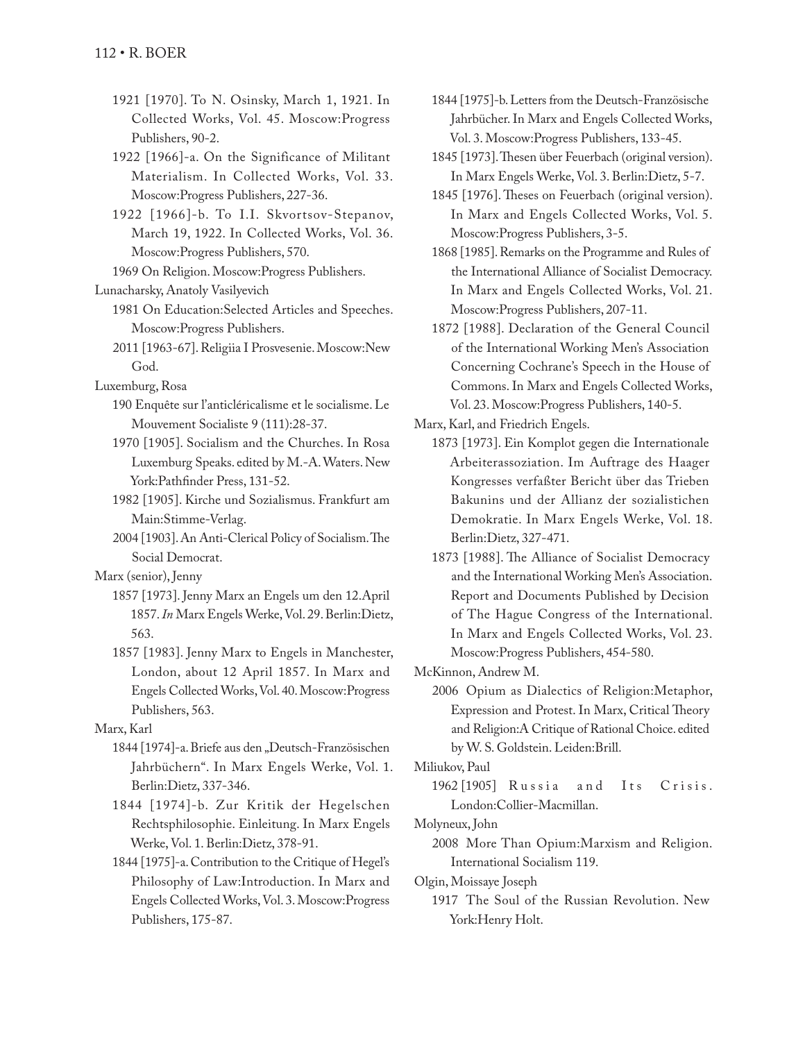1921 [1970]. To N. Osinsky, March 1, 1921. In Collected Works, Vol. 45. Moscow:Progress Publishers, 90-2.

1922 [1966]-a. On the Significance of Militant Materialism. In Collected Works, Vol. 33. Moscow:Progress Publishers, 227-36.

1922 [1966]-b. To I.I. Skvortsov-Stepanov, March 19, 1922. In Collected Works, Vol. 36. Moscow:Progress Publishers, 570.

1969 On Religion. Moscow:Progress Publishers.

Lunacharsky, Anatoly Vasilyevich

1981 On Education:Selected Articles and Speeches. Moscow:Progress Publishers.

2011 [1963-67]. Religiia I Prosvesenie. Moscow:New God.

Luxemburg, Rosa

190 Enquête sur l'anticléricalisme et le socialisme. Le Mouvement Socialiste 9 (111):28-37.

1970 [1905]. Socialism and the Churches. In Rosa Luxemburg Speaks. edited by M.-A. Waters. New York:Pathfinder Press, 131-52.

1982 [1905]. Kirche und Sozialismus. Frankfurt am Main:Stimme-Verlag.

2004 [1903]. An Anti-Clerical Policy of Socialism. The Social Democrat.

Marx (senior), Jenny

1857 [1973]. Jenny Marx an Engels um den 12.April 1857. *In* Marx Engels Werke, Vol. 29. Berlin:Dietz, 563.

1857 [1983]. Jenny Marx to Engels in Manchester, London, about 12 April 1857. In Marx and Engels Collected Works, Vol. 40. Moscow:Progress Publishers, 563.

Marx, Karl

1844 [1974]-a. Briefe aus den „Deutsch-Französischen Jahrbüchern". In Marx Engels Werke, Vol. 1. Berlin:Dietz, 337-346.

1844 [1974]-b. Zur Kritik der Hegelschen Rechtsphilosophie. Einleitung. In Marx Engels Werke, Vol. 1. Berlin:Dietz, 378-91.

1844 [1975]-a. Contribution to the Critique of Hegel's Philosophy of Law:Introduction. In Marx and Engels Collected Works, Vol. 3. Moscow:Progress Publishers, 175-87.

1844 [1975]-b. Letters from the Deutsch-Französische Jahrbücher. In Marx and Engels Collected Works, Vol. 3. Moscow:Progress Publishers, 133-45.

1845 [1973]. Thesen über Feuerbach (original version). In Marx Engels Werke, Vol. 3. Berlin:Dietz, 5-7.

1845 [1976]. Theses on Feuerbach (original version). In Marx and Engels Collected Works, Vol. 5. Moscow:Progress Publishers, 3-5.

1868 [1985]. Remarks on the Programme and Rules of the International Alliance of Socialist Democracy. In Marx and Engels Collected Works, Vol. 21. Moscow:Progress Publishers, 207-11.

1872 [1988]. Declaration of the General Council of the International Working Men's Association Concerning Cochrane's Speech in the House of Commons. In Marx and Engels Collected Works, Vol. 23. Moscow:Progress Publishers, 140-5.

Marx, Karl, and Friedrich Engels.

1873 [1973]. Ein Komplot gegen die Internationale Arbeiterassoziation. Im Auftrage des Haager Kongresses verfaßter Bericht über das Trieben Bakunins und der Allianz der sozialistichen Demokratie. In Marx Engels Werke, Vol. 18. Berlin:Dietz, 327-471.

1873 [1988]. The Alliance of Socialist Democracy and the International Working Men's Association. Report and Documents Published by Decision of The Hague Congress of the International. In Marx and Engels Collected Works, Vol. 23. Moscow:Progress Publishers, 454-580.

McKinnon, Andrew M.

2006 Opium as Dialectics of Religion:Metaphor, Expression and Protest. In Marx, Critical Theory and Religion:A Critique of Rational Choice. edited by W. S. Goldstein. Leiden:Brill.

Miliukov, Paul

1962 [1905] Russia and Its Crisis. London:Collier-Macmillan.

Molyneux, John

2008 More Than Opium:Marxism and Religion. International Socialism 119.

Olgin, Moissaye Joseph

1917 The Soul of the Russian Revolution. New York:Henry Holt.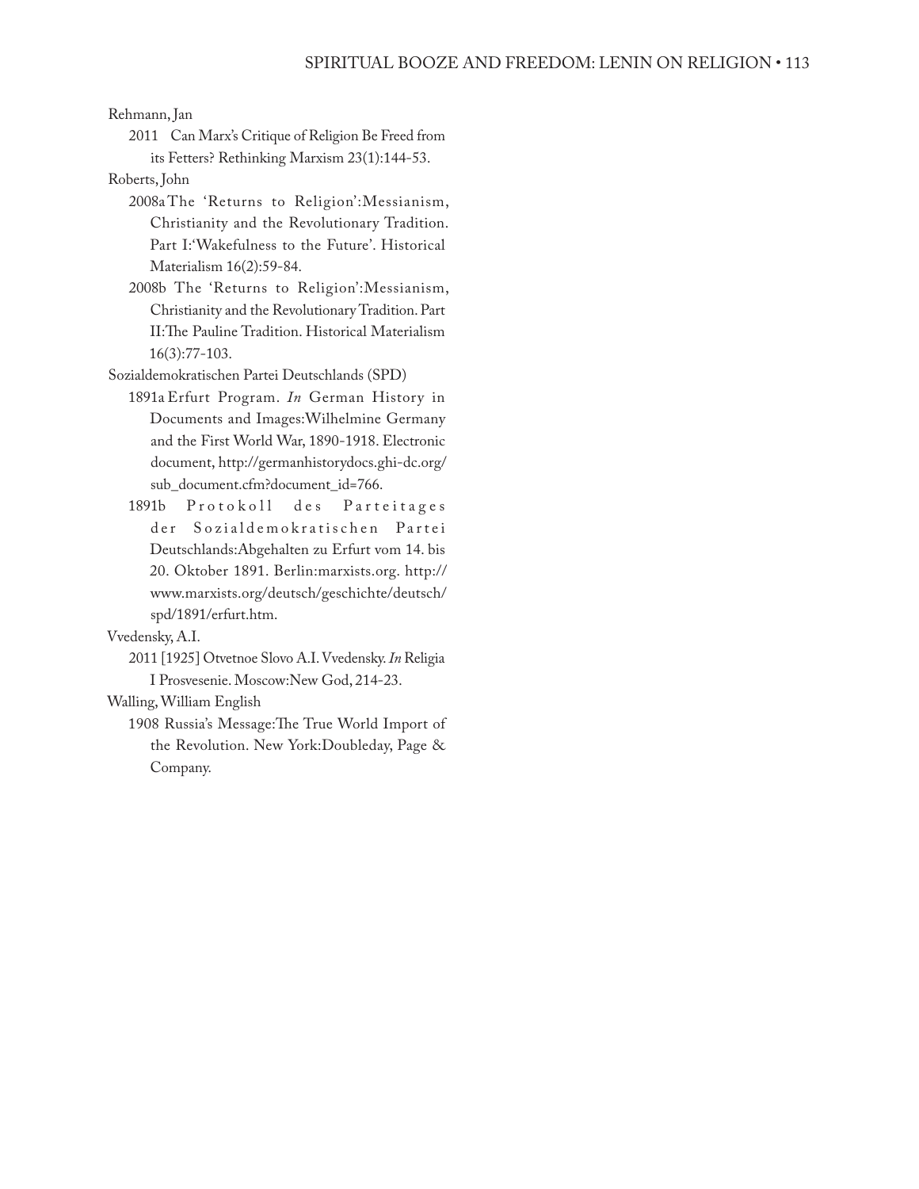Rehmann, Jan

2011 Can Marx's Critique of Religion Be Freed from its Fetters? Rethinking Marxism 23(1):144-53.

Roberts, John

2008a The 'Returns to Religion':Messianism, Christianity and the Revolutionary Tradition. Part I:'Wakefulness to the Future'. Historical Materialism 16(2):59-84.

2008b The 'Returns to Religion':Messianism, Christianity and the Revolutionary Tradition. Part II:The Pauline Tradition. Historical Materialism 16(3):77-103.

Sozialdemokratischen Partei Deutschlands (SPD)

1891a Erfurt Program. *In* German History in Documents and Images:Wilhelmine Germany and the First World War, 1890-1918. Electronic document, http://germanhistorydocs.ghi-dc.org/sub_document.cfm?document_id=766.

1891b Protokoll des Parteitages der Sozialdemokratischen Partei Deutschlands:Abgehalten zu Erfurt vom 14. bis 20. Oktober 1891. Berlin:marxists.org. http://www.marxists.org/deutsch/geschichte/deutsch/spd/1891/erfurt.htm.

Vvedensky, A.I.

2011 [1925] Otvetnoe Slovo A.I. Vvedensky. *In* Religia I Prosvesenie. Moscow:New God, 214-23.

Walling, William English

1908 Russia's Message:The True World Import of the Revolution. New York:Doubleday, Page & Company.